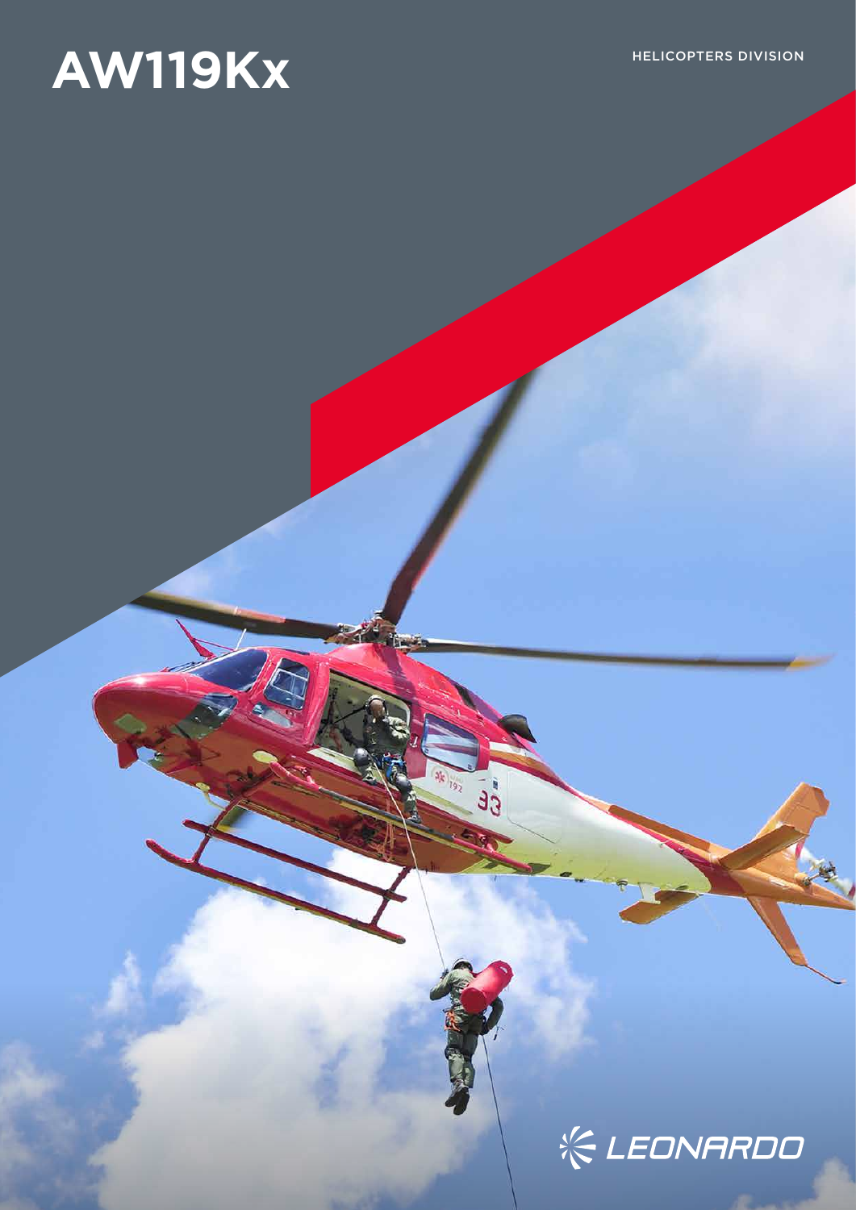# AW119Kx

HELICOPTERS DIVISION

LEONARDO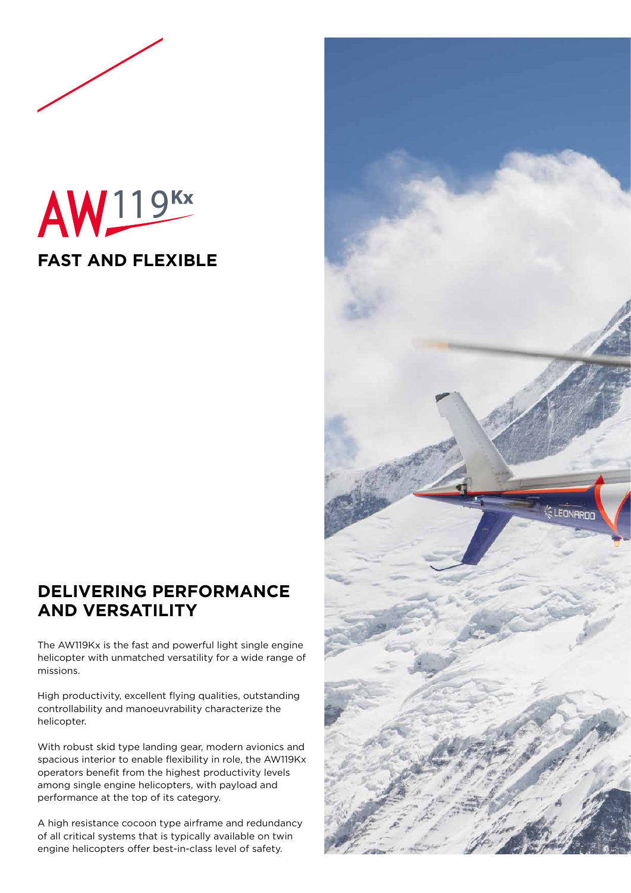# AW119Kx

## FAST AND FLEXIBLE

## DELIVERING PERFORMANCE AND VERSATILITY

The AW119Kx is the fast and powerful light single engine helicopter with unmatched versatility for a wide range of missions.

High productivity, excellent flying qualities, outstanding controllability and manoeuvrability characterize the helicopter.

With robust skid type landing gear, modern avionics and spacious interior to enable flexibility in role, the AW119Kx operators benefit from the highest productivity levels among single engine helicopters, with payload and performance at the top of its category.

A high resistance cocoon type airframe and redundancy of all critical systems that is typically available on twin engine helicopters offer best-in-class level of safety.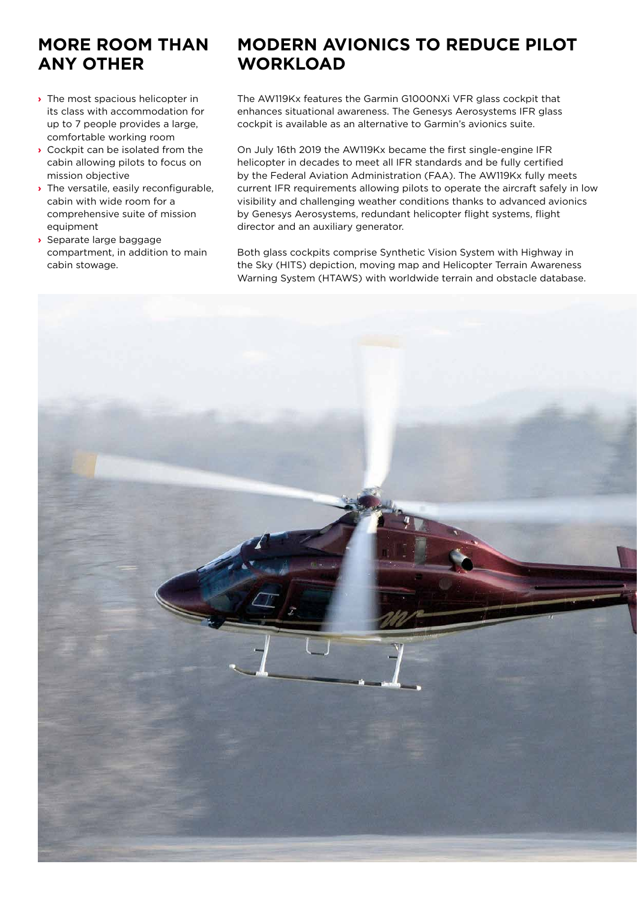## MORE ROOM THAN ANY OTHER

- The most spacious helicopter in its class with accommodation for up to 7 people provides a large, comfortable working room
- Cockpit can be isolated from the cabin allowing pilots to focus on mission objective
- The versatile, easily reconfigurable, cabin with wide room for a comprehensive suite of mission equipment
- Separate large baggage compartment, in addition to main cabin stowage.

## MODERN AVIONICS TO REDUCE PILOT WORKLOAD

The AW119Kx features the Garmin G1000NXi VFR glass cockpit that enhances situational awareness. The Genesys Aerosystems IFR glass cockpit is available as an alternative to Garmin's avionics suite.

On July 16th 2019 the AW119Kx became the first single-engine IFR helicopter in decades to meet all IFR standards and be fully certified by the Federal Aviation Administration (FAA). The AW119Kx fully meets current IFR requirements allowing pilots to operate the aircraft safely in low visibility and challenging weather conditions thanks to advanced avionics by Genesys Aerosystems, redundant helicopter flight systems, flight director and an auxiliary generator.

Both glass cockpits comprise Synthetic Vision System with Highway in the Sky (HITS) depiction, moving map and Helicopter Terrain Awareness Warning System (HTAWS) with worldwide terrain and obstacle database.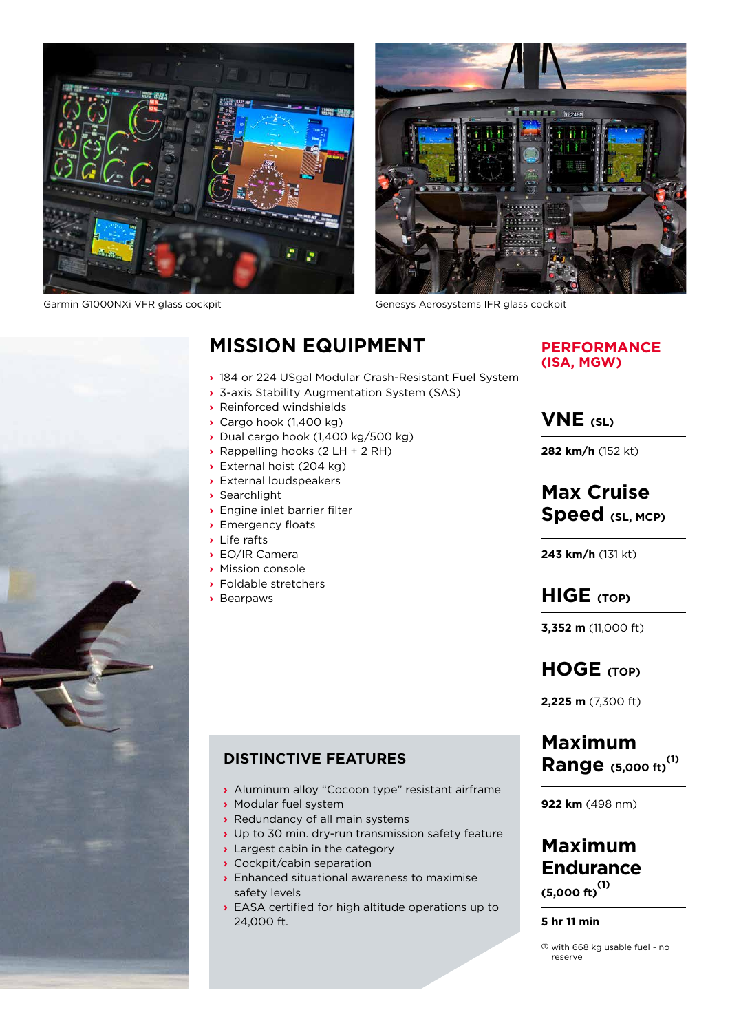Garmin G1000NXi VFR glass cockpit

Genesys Aerosystems IFR glass cockpit

## MISSION EQUIPMENT

- 184 or 224 USgal Modular Crash-Resistant Fuel System
- 3-axis Stability Augmentation System (SAS)
- Reinforced windshields
- Cargo hook (1,400 kg)
- Dual cargo hook (1,400 kg/500 kg)
- Rappelling hooks (2 LH + 2 RH)
- External hoist (204 kg)
- External loudspeakers
- Searchlight
- Engine inlet barrier filter
- Emergency floats
- Life rafts
- EO/IR Camera
- Mission console
- Foldable stretchers
- Bearpaws

## DISTINCTIVE FEATURES

- Aluminum alloy “Cocoon type” resistant airframe
- Modular fuel system
- Redundancy of all main systems
- Up to 30 min. dry-run transmission safety feature
- Largest cabin in the category
- Cockpit/cabin separation
- Enhanced situational awareness to maximise safety levels
- EASA certified for high altitude operations up to 24,000 ft.

## PERFORMANCE (ISA, MGW)

### VNE (SL)

**282 km/h** (152 kt)

### Max Cruise Speed (SL, MCP)

**243 km/h** (131 kt)

### HIGE (TOP)

**3,352 m** (11,000 ft)

### HOGE (TOP)

**2,225 m** (7,300 ft)

### Maximum Range (5,000 ft)[1]

**922 km** (498 nm)

### Maximum Endurance (5,000 ft)[1]

**5 hr 11 min**

[1] with 668 kg usable fuel - no reserve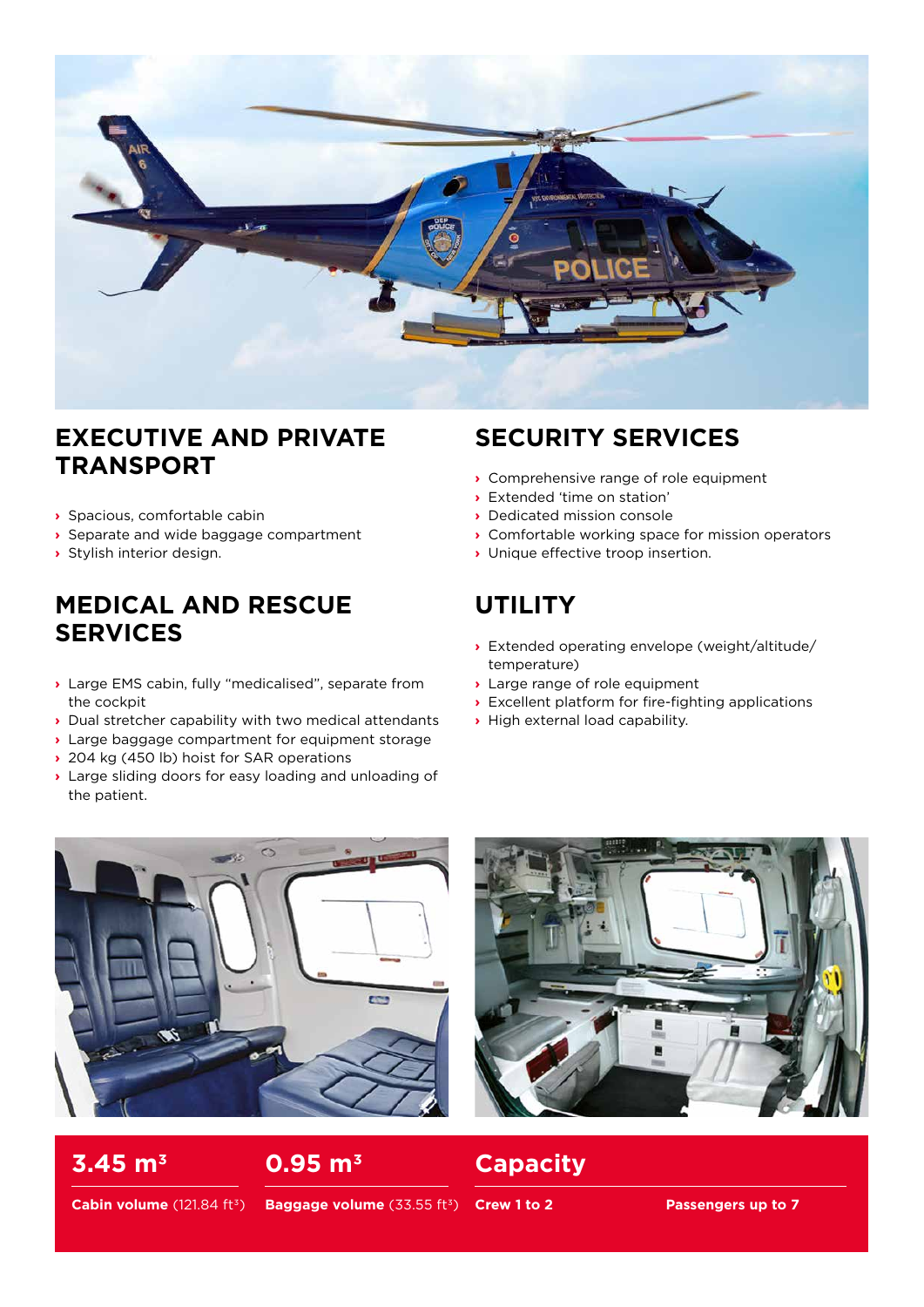## EXECUTIVE AND PRIVATE TRANSPORT

- Spacious, comfortable cabin
- Separate and wide baggage compartment
- Stylish interior design.

## MEDICAL AND RESCUE SERVICES

- Large EMS cabin, fully "medicalised", separate from the cockpit
- Dual stretcher capability with two medical attendants
- Large baggage compartment for equipment storage
- 204 kg (450 lb) hoist for SAR operations
- Large sliding doors for easy loading and unloading of the patient.

## SECURITY SERVICES

- Comprehensive range of role equipment
- Extended 'time on station'
- Dedicated mission console
- Comfortable working space for mission operators
- Unique effective troop insertion.

## UTILITY

- Extended operating envelope (weight/altitude/temperature)
- Large range of role equipment
- Excellent platform for fire-fighting applications
- High external load capability.

**3.45 m³**

**Cabin volume** (121.84 ft³)

**0.95 m³**

**Baggage volume** (33.55 ft³)

**Capacity**

**Crew 1 to 2**

**Passengers up to 7**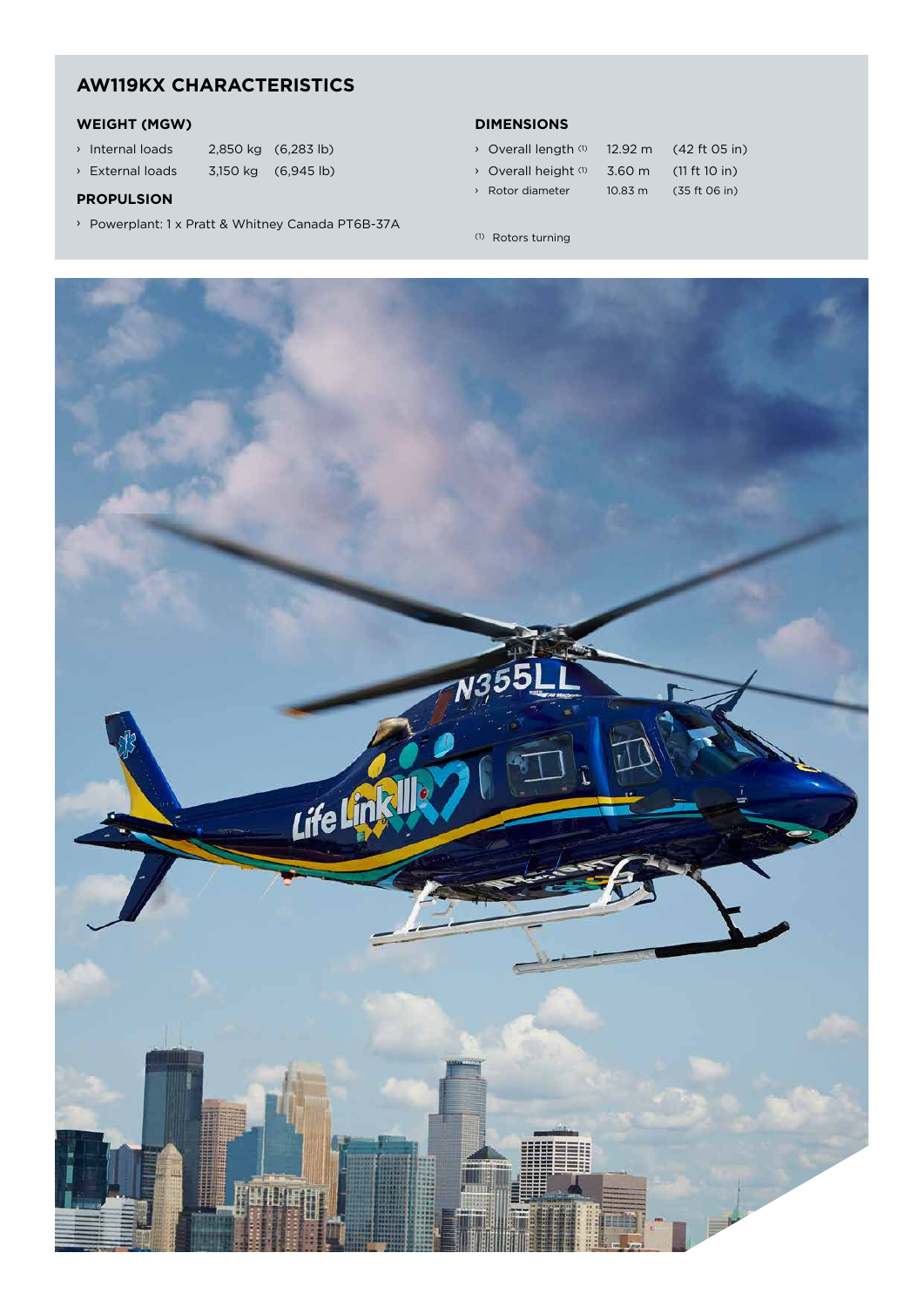## AW119KX CHARACTERISTICS

### WEIGHT (MGW)

- Internal loads 2,850 kg (6,283 lb)
- External loads 3,150 kg (6,945 lb)

### PROPULSION

- Powerplant: 1 x Pratt & Whitney Canada PT6B-37A

### DIMENSIONS

- Overall length [1] 12.92 m (42 ft 05 in)
- Overall height [1] 3.60 m (11 ft 10 in)
- Rotor diameter 10.83 m (35 ft 06 in)

[1] Rotors turning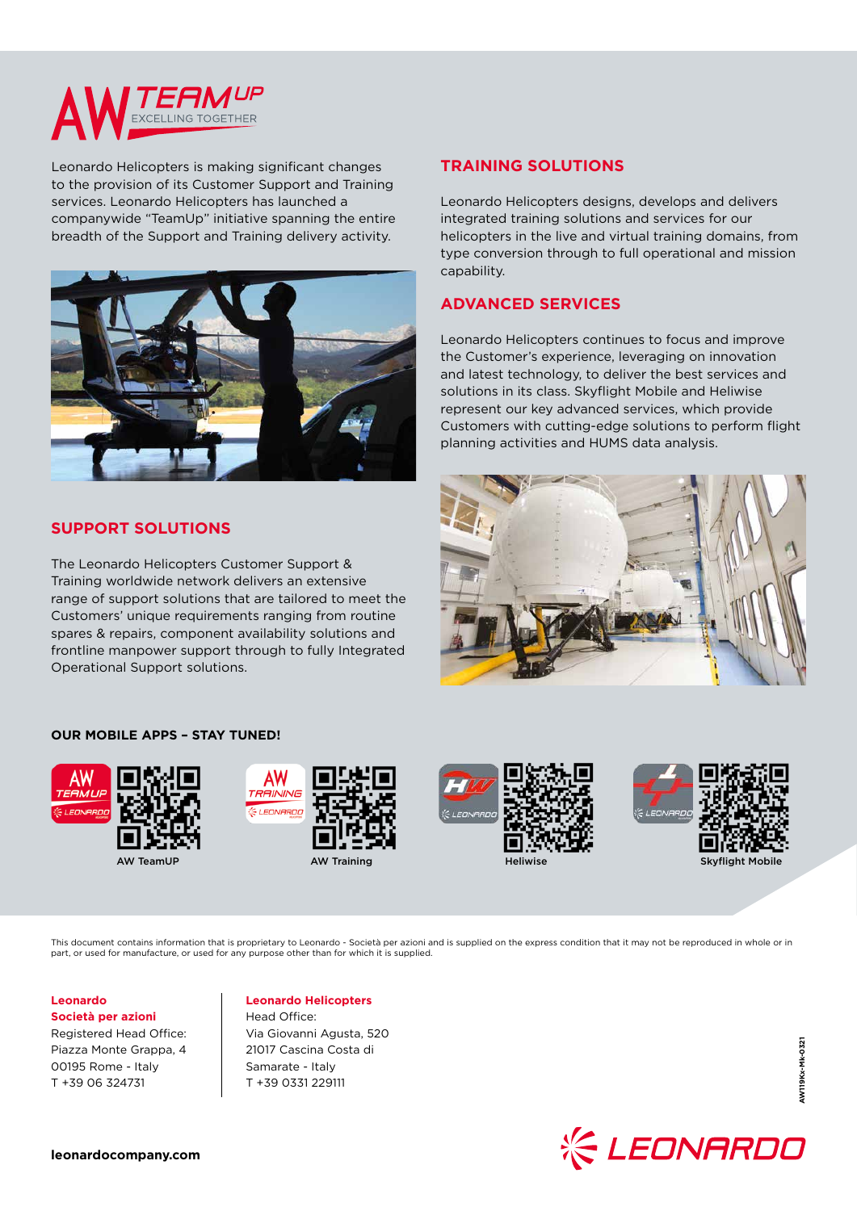# AW TEAMUP

EXCELLING TOGETHER

Leonardo Helicopters is making significant changes to the provision of its Customer Support and Training services. Leonardo Helicopters has launched a companywide “TeamUp” initiative spanning the entire breadth of the Support and Training delivery activity.

## SUPPORT SOLUTIONS

The Leonardo Helicopters Customer Support & Training worldwide network delivers an extensive range of support solutions that are tailored to meet the Customers’ unique requirements ranging from routine spares & repairs, component availability solutions and frontline manpower support through to fully Integrated Operational Support solutions.

## TRAINING SOLUTIONS

Leonardo Helicopters designs, develops and delivers integrated training solutions and services for our helicopters in the live and virtual training domains, from type conversion through to full operational and mission capability.

## ADVANCED SERVICES

Leonardo Helicopters continues to focus and improve the Customer’s experience, leveraging on innovation and latest technology, to deliver the best services and solutions in its class. Skyflight Mobile and Heliwise represent our key advanced services, which provide Customers with cutting-edge solutions to perform flight planning activities and HUMS data analysis.

**OUR MOBILE APPS – STAY TUNED!**

AW TeamUP

AW Training

Heliwise

Skyflight Mobile

This document contains information that is proprietary to Leonardo - Società per azioni and is supplied on the express condition that it may not be reproduced in whole or in part, or used for manufacture, or used for any purpose other than for which it is supplied.

**Leonardo**
**Società per azioni**
Registered Head Office:
Piazza Monte Grappa, 4
00195 Rome - Italy
T +39 06 324731

**Leonardo Helicopters**
Head Office:
Via Giovanni Agusta, 520
21017 Cascina Costa di
Samarate - Italy
T +39 0331 229111

AW119Kx-Mk-0321

**leonardocompany.com**

LEONARDO